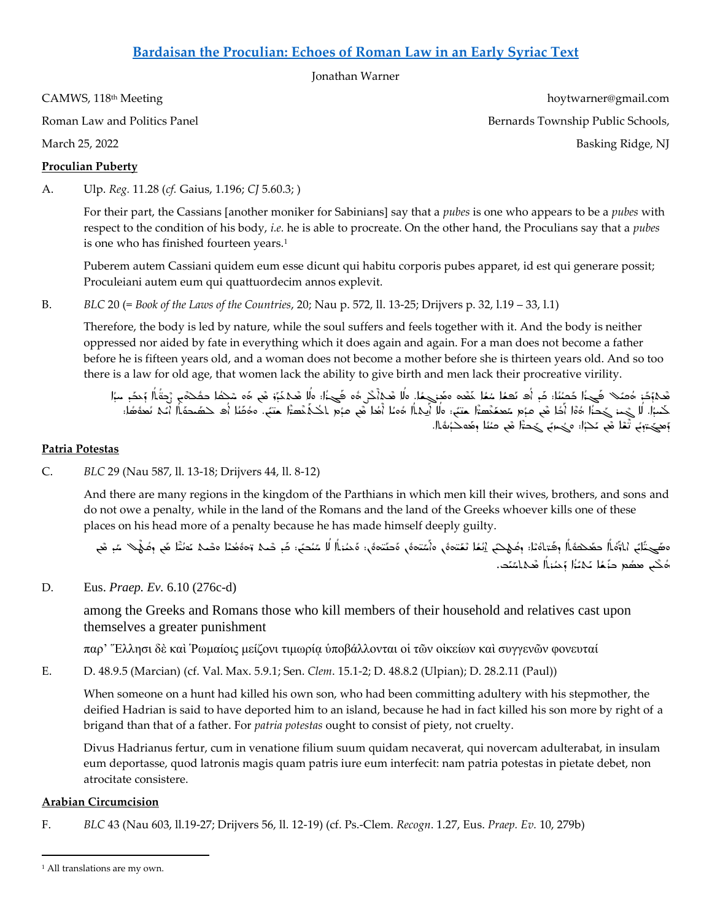# [Bardaisan the Proculian: Echoes of Roman Law in an Early Syriac Text](#)

Jonathan Warner

CAMWS, 118th Meeting | hoytwarner@gmail.com
Roman Law and Politics Panel | Bernards Township Public Schools,
March 25, 2022 | Basking Ridge, NJ

## Proculian Puberty

A. Ulp. *Reg.* 11.28 (*cf.* Gaius, 1.196; *CJ* 5.60.3; )

For their part, the Cassians [another moniker for Sabinians] say that a *pubes* is one who appears to be a *pubes* with respect to the condition of his body, *i.e.* he is able to procreate. On the other hand, the Proculians say that a *pubes* is one who has finished fourteen years.[1]

Puberem autem Cassiani quidem eum esse dicunt qui habitu corporis pubes apparet, id est qui generare possit; Proculeiani autem eum qui quattuordecim annos explevit.

B. *BLC* 20 (= *Book of the Laws of the Countries*, 20; Nau p. 572, ll. 13-25; Drijvers p. 32, l.19 – 33, l.1)

Therefore, the body is led by nature, while the soul suffers and feels together with it. And the body is neither oppressed nor aided by fate in everything which it does again and again. For a man does not become a father before he is fifteen years old, and a woman does not become a mother before she is thirteen years old. And so too there is a law for old age, that women lack the ability to give birth and men lack their procreative virility.

ܡܬܕܒܪ ܗܟܝܠ ܦܓܪܐ ܒܟܝܢܐ: ܟܕ ܐܦ ܢܦܫܐ ܚܫܐ ܥܡܗ ܘܡܪܓܫܐ. ܘܠܐ ܡܬܐܠܨ ܗܘ ܦܓܪܐ: ܘܠܐ ܡܬܥܕܪ ܡܢ ܗܘ ܚܠܩܐ ܒܟܠܗܘܢ ܙܒܢܝܢ ܕܥܒܕ ܚܕܐ ܠܚܕܐ. ܠܐ ܓܝܪ ܗܘܐ ܓܒܪܐ ܐܒܐ ܩܕܡ ܕܢܫܠܡܘܢ ܠܗ ܫܢܝ̈ܐ ܚܡܫܥܣܪܐ: ܘܠܐ ܐܢܬܬܐ ܗܘܝܐ ܐܡܐ ܩܕܡ ܕܢܫܠܡܘܢ ܠܗ ܫܢܝ̈ܐ ܬܠܬܥܣܪ. ܘܗܟܢܐ ܐܦ ܠܣܝܒܘܬܐ ܐܝܬ ܢܡܘܣܐ: ܕܢܫ̈ܐ ܚܣܝܪܢ ܡܢ ܝܠܕܐ: ܘܓܒܪ̈ܐ ܚܣܝܪܝܢ ܡܢ ܙܪܥܐ ܘܡܘܠܕܢܘܬܐ.

## Patria Potestas

C. *BLC* 29 (Nau 587, ll. 13-18; Drijvers 44, ll. 8-12)

And there are many regions in the kingdom of the Parthians in which men kill their wives, brothers, and sons and do not owe a penalty, while in the land of the Romans and the land of the Greeks whoever kills one of these places on his head more of a penalty because he has made himself deeply guilty.

ܘܣܓܝܐܢ ܐܢܘܢ ܐܬܪ̈ܘܬܐ ܒܡܠܟܘܬܐ ܕܦܪ̈ܬܝܐ: ܕܩܛܠܝܢ ܓܒܪ̈ܐ ܢܫ̈ܝܗܘܢ ܘܐܚ̈ܝܗܘܢ ܘܒܢ̈ܝܗܘܢ: ܘܚܘܒܬܐ ܠܐ ܚܝܒܝܢ: ܟܕ ܒܐܬܪܐ ܕܪ̈ܗܘܡܝܐ ܘܒܐܬܪܐ ܕܝܘ̈ܢܝܐ ܡܢ ܕܩܛܠ ܚܕ ܡܢ ܗܠܝܢ ܣܐܡ ܥܠ ܪܫܗ ܝܬܝܪܐ ܚܘܒܬܐ ܕܡܬܚܝܒ.

D. Eus. *Praep. Ev.* 6.10 (276c-d)

among the Greeks and Romans those who kill members of their household and relatives cast upon themselves a greater punishment

παρ' Ἕλλησι δὲ καὶ Ῥωμαίοις μείζονι τιμωρίᾳ ὑποβάλλονται οἱ τῶν οἰκείων καὶ συγγενῶν φονευταί

E. D. 48.9.5 (Marcian) (cf. Val. Max. 5.9.1; Sen. *Clem*. 15.1-2; D. 48.8.2 (Ulpian); D. 28.2.11 (Paul))

When someone on a hunt had killed his own son, who had been committing adultery with his stepmother, the deified Hadrian is said to have deported him to an island, because he had in fact killed his son more by right of a brigand than that of a father. For *patria potestas* ought to consist of piety, not cruelty.

Divus Hadrianus fertur, cum in venatione filium suum quidam necaverat, qui novercam adulterabat, in insulam eum deportasse, quod latronis magis quam patris iure eum interfecit: nam patria potestas in pietate debet, non atrocitate consistere.

## Arabian Circumcision

F. *BLC* 43 (Nau 603, ll.19-27; Drijvers 56, ll. 12-19) (cf. Ps.-Clem. *Recogn*. 1.27, Eus. *Praep. Ev.* 10, 279b)

---

[1] All translations are my own.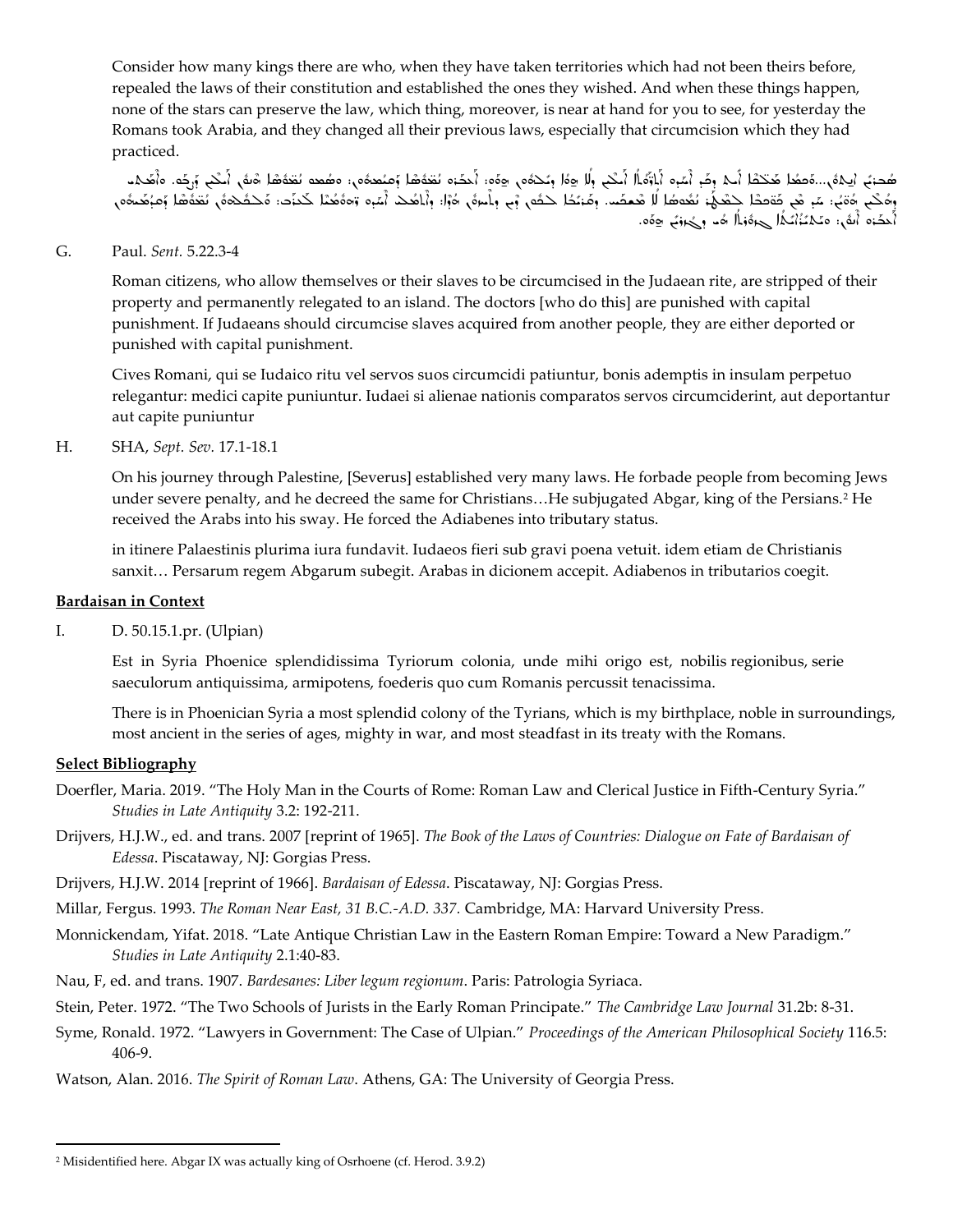Consider how many kings there are who, when they have taken territories which had not been theirs before, repealed the laws of their constitution and established the ones they wished. And when these things happen, none of the stars can preserve the law, which thing, moreover, is near at hand for you to see, for yesterday the Romans took Arabia, and they changed all their previous laws, especially that circumcision which they had practiced.

ܚܙܝ ܐܝܠܗܘܢ...ܘܡܠܟܐ ܟܡܐ ܐܝܬ ܕܟܕ ܐܚܕܘ ܐܬܪܘܬܐ ܐܝܠܝܢ ܕܠܐ ܗܘܘ ܕܝܠܗܘܢ ܗܘܘ܇ ܐܒܛܠܘ ܢܡܘܣܐ ܕܩܝܡܗܘܢ܇ ܘܣܡܘ ܢܡܘܣܐ ܗܢܘܢ ܐܝܟ ܪܓܬܗܘܢ. ܘܐܦܠܐ ܚܕ ܡܢ ܡܠܘܫܐ ܡܨܐ ܕܢܛܪ ܢܡܘܣܐ ܠܐ ܡܨܐ. ܘܩܪܝܒܐ ܠܟܘܢ ܕܬܚܙܘܢ ܗܕܐ܇ ܕܐܬܡܠܝ ܐܚܕܘ ܪܗܘܡܝܐ ܠܥܪܒ܇ ܘܒܛܠܘ ܢܡܘܣܐ ܕܩܕܡܝܗܘܢ܇ ܘܒܝܬܪ ܓܙܘܪܬܐ ܗܝ ܕܓܙܪܝܢ ܗܘܘ.

G. Paul. *Sent.* 5.22.3-4

Roman citizens, who allow themselves or their slaves to be circumcised in the Judaean rite, are stripped of their property and permanently relegated to an island. The doctors [who do this] are punished with capital punishment. If Judaeans should circumcise slaves acquired from another people, they are either deported or punished with capital punishment.

Cives Romani, qui se Iudaico ritu vel servos suos circumcidi patiuntur, bonis ademptis in insulam perpetuo relegantur: medici capite puniuntur. Iudaei si alienae nationis comparatos servos circumciderint, aut deportantur aut capite puniuntur

H. SHA, *Sept. Sev.* 17.1-18.1

On his journey through Palestine, [Severus] established very many laws. He forbade people from becoming Jews under severe penalty, and he decreed the same for Christians…He subjugated Abgar, king of the Persians.[2] He received the Arabs into his sway. He forced the Adiabenes into tributary status.

in itinere Palaestinis plurima iura fundavit. Iudaeos fieri sub gravi poena vetuit. idem etiam de Christianis sanxit… Persarum regem Abgarum subegit. Arabas in dicionem accepit. Adiabenos in tributarios coegit.

**Bardaisan in Context**

I. D. 50.15.1.pr. (Ulpian)

Est in Syria Phoenice splendidissima Tyriorum colonia, unde mihi origo est, nobilis regionibus, serie saeculorum antiquissima, armipotens, foederis quo cum Romanis percussit tenacissima.

There is in Phoenician Syria a most splendid colony of the Tyrians, which is my birthplace, noble in surroundings, most ancient in the series of ages, mighty in war, and most steadfast in its treaty with the Romans.

**Select Bibliography**

Doerfler, Maria. 2019. "The Holy Man in the Courts of Rome: Roman Law and Clerical Justice in Fifth-Century Syria." *Studies in Late Antiquity* 3.2: 192-211.

Drijvers, H.J.W., ed. and trans. 2007 [reprint of 1965]. *The Book of the Laws of Countries: Dialogue on Fate of Bardaisan of Edessa*. Piscataway, NJ: Gorgias Press.

Drijvers, H.J.W. 2014 [reprint of 1966]. *Bardaisan of Edessa*. Piscataway, NJ: Gorgias Press.

Millar, Fergus. 1993. *The Roman Near East, 31 B.C.-A.D. 337*. Cambridge, MA: Harvard University Press.

Monnickendam, Yifat. 2018. "Late Antique Christian Law in the Eastern Roman Empire: Toward a New Paradigm." *Studies in Late Antiquity* 2.1:40-83.

Nau, F, ed. and trans. 1907. *Bardesanes: Liber legum regionum*. Paris: Patrologia Syriaca.

Stein, Peter. 1972. "The Two Schools of Jurists in the Early Roman Principate." *The Cambridge Law Journal* 31.2b: 8-31.

Syme, Ronald. 1972. "Lawyers in Government: The Case of Ulpian." *Proceedings of the American Philosophical Society* 116.5: 406-9.

Watson, Alan. 2016. *The Spirit of Roman Law*. Athens, GA: The University of Georgia Press.

[2] Misidentified here. Abgar IX was actually king of Osrhoene (cf. Herod. 3.9.2)